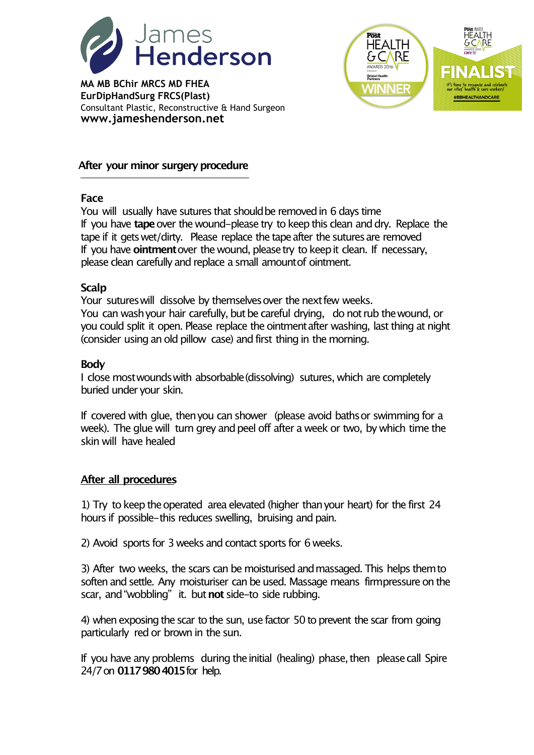James Henderson

**MA MB BChir MRCS MD FHEA**
**EurDipHandSurg FRCS(Plast)**
Consultant Plastic, Reconstructive & Hand Surgeon
**www.jameshenderson.net**

## After your minor surgery procedure

### Face

You will usually have sutures that should be removed in 6 days time
If you have **tape** over the wound-please try to keep this clean and dry. Replace the tape if it gets wet/dirty. Please replace the tape after the sutures are removed
If you have **ointment** over the wound, please try to keep it clean. If necessary, please clean carefully and replace a small amount of ointment.

### Scalp

Your sutures will dissolve by themselves over the next few weeks.
You can wash your hair carefully, but be careful drying, do not rub the wound, or you could split it open. Please replace the ointment after washing, last thing at night (consider using an old pillow case) and first thing in the morning.

### Body

I close most wounds with absorbable (dissolving) sutures, which are completely buried under your skin.

If covered with glue, then you can shower (please avoid baths or swimming for a week). The glue will turn grey and peel off after a week or two, by which time the skin will have healed

### After all procedures

1) Try to keep the operated area elevated (higher than your heart) for the first 24 hours if possible-this reduces swelling, bruising and pain.

2) Avoid sports for 3 weeks and contact sports for 6 weeks.

3) After two weeks, the scars can be moisturised and massaged. This helps them to soften and settle. Any moisturiser can be used. Massage means firm pressure on the scar, and "wobbling" it. but **not** side-to side rubbing.

4) when exposing the scar to the sun, use factor 50 to prevent the scar from going particularly red or brown in the sun.

If you have any problems during the initial (healing) phase, then please call Spire 24/7 on **0117 980 4015** for help.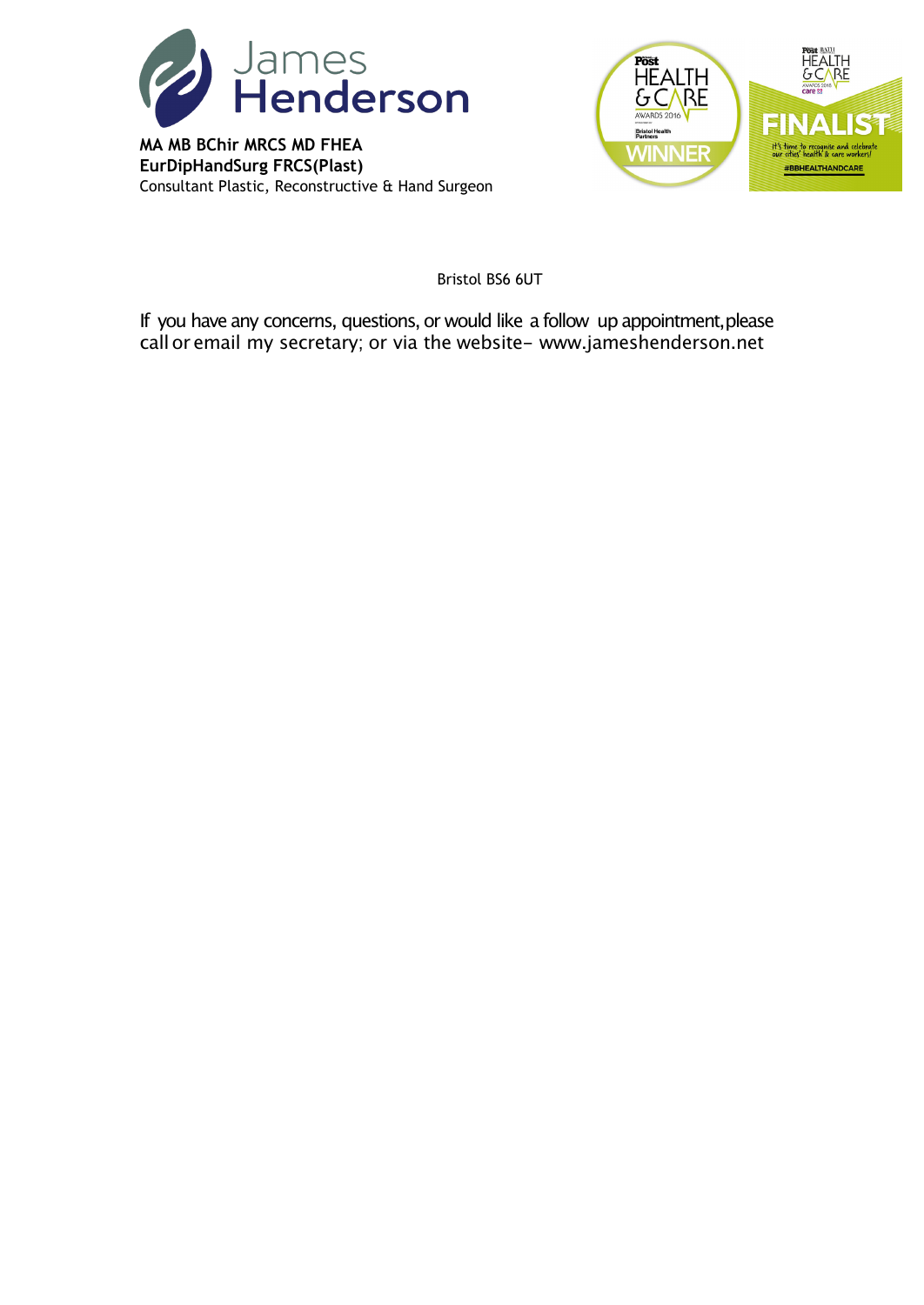James Henderson

**MA MB BChir MRCS MD FHEA**
**EurDipHandSurg FRCS(Plast)**
Consultant Plastic, Reconstructive & Hand Surgeon

Bristol BS6 6UT

If you have any concerns, questions, or would like a follow up appointment, please call or email my secretary; or via the website- www.jameshenderson.net